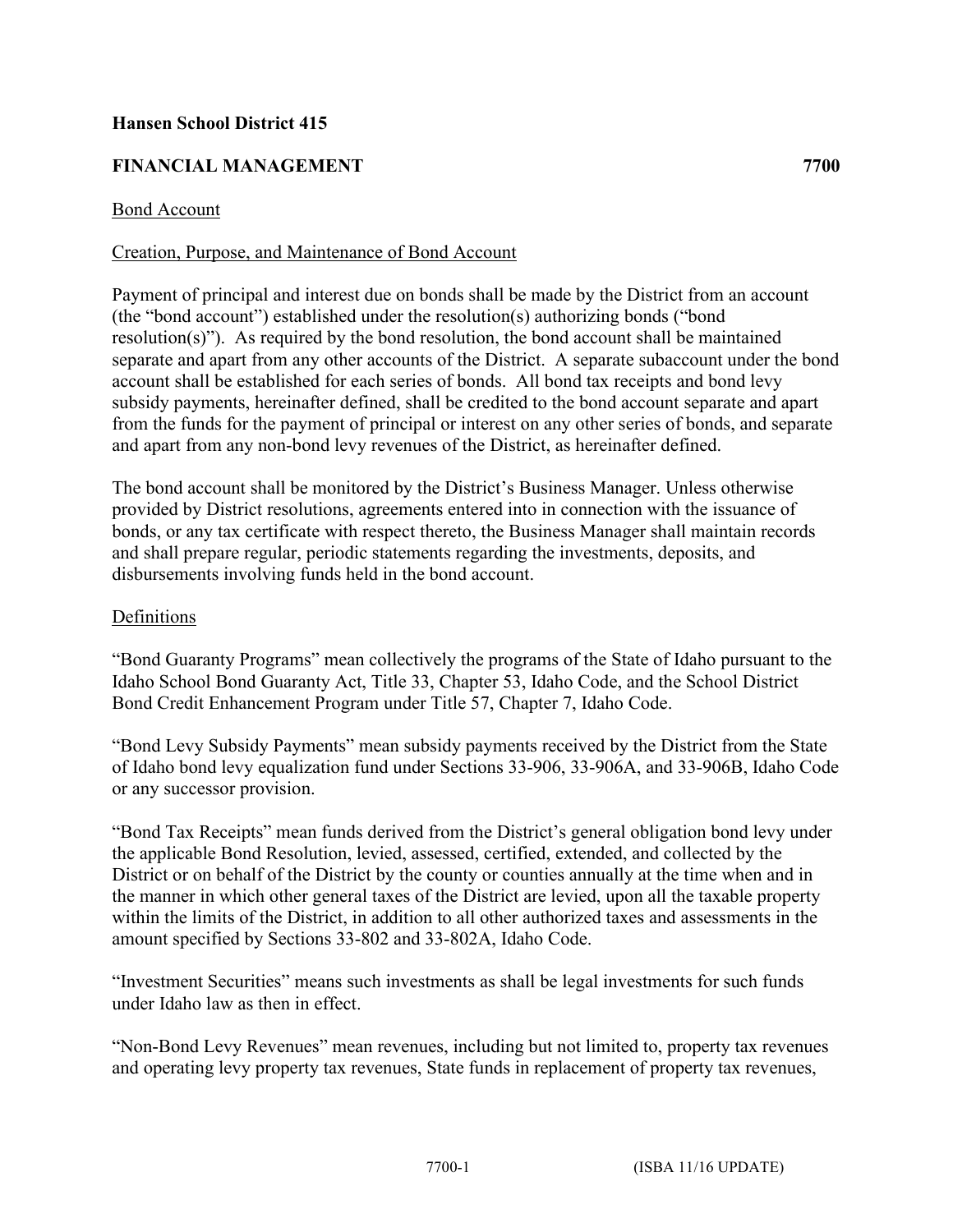**Hansen School District 415**

**FINANCIAL MANAGEMENT 7700**

Bond Account

Creation, Purpose, and Maintenance of Bond Account

Payment of principal and interest due on bonds shall be made by the District from an account (the "bond account") established under the resolution(s) authorizing bonds ("bond resolution(s)"). As required by the bond resolution, the bond account shall be maintained separate and apart from any other accounts of the District. A separate subaccount under the bond account shall be established for each series of bonds. All bond tax receipts and bond levy subsidy payments, hereinafter defined, shall be credited to the bond account separate and apart from the funds for the payment of principal or interest on any other series of bonds, and separate and apart from any non-bond levy revenues of the District, as hereinafter defined.

The bond account shall be monitored by the District's Business Manager. Unless otherwise provided by District resolutions, agreements entered into in connection with the issuance of bonds, or any tax certificate with respect thereto, the Business Manager shall maintain records and shall prepare regular, periodic statements regarding the investments, deposits, and disbursements involving funds held in the bond account.

Definitions

"Bond Guaranty Programs" mean collectively the programs of the State of Idaho pursuant to the Idaho School Bond Guaranty Act, Title 33, Chapter 53, Idaho Code, and the School District Bond Credit Enhancement Program under Title 57, Chapter 7, Idaho Code.

"Bond Levy Subsidy Payments" mean subsidy payments received by the District from the State of Idaho bond levy equalization fund under Sections 33-906, 33-906A, and 33-906B, Idaho Code or any successor provision.

"Bond Tax Receipts" mean funds derived from the District's general obligation bond levy under the applicable Bond Resolution, levied, assessed, certified, extended, and collected by the District or on behalf of the District by the county or counties annually at the time when and in the manner in which other general taxes of the District are levied, upon all the taxable property within the limits of the District, in addition to all other authorized taxes and assessments in the amount specified by Sections 33-802 and 33-802A, Idaho Code.

"Investment Securities" means such investments as shall be legal investments for such funds under Idaho law as then in effect.

"Non-Bond Levy Revenues" mean revenues, including but not limited to, property tax revenues and operating levy property tax revenues, State funds in replacement of property tax revenues,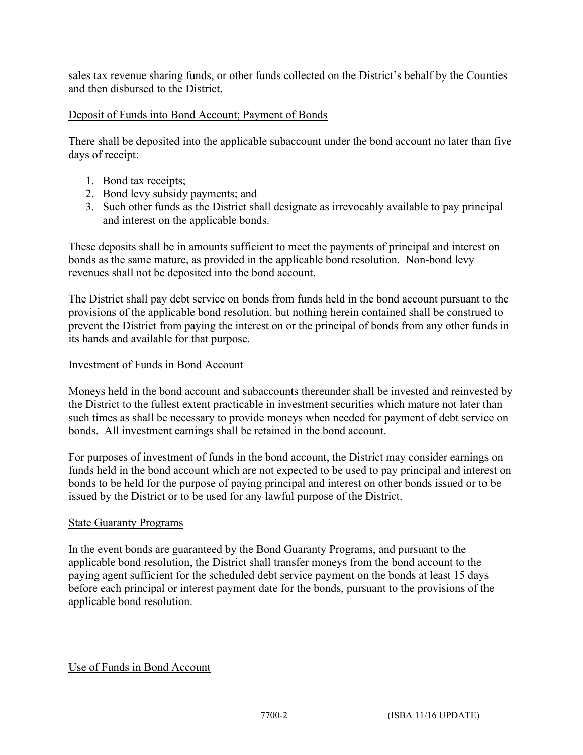sales tax revenue sharing funds, or other funds collected on the District's behalf by the Counties and then disbursed to the District.

## Deposit of Funds into Bond Account; Payment of Bonds

There shall be deposited into the applicable subaccount under the bond account no later than five days of receipt:

1. Bond tax receipts;
2. Bond levy subsidy payments; and
3. Such other funds as the District shall designate as irrevocably available to pay principal and interest on the applicable bonds.

These deposits shall be in amounts sufficient to meet the payments of principal and interest on bonds as the same mature, as provided in the applicable bond resolution. Non-bond levy revenues shall not be deposited into the bond account.

The District shall pay debt service on bonds from funds held in the bond account pursuant to the provisions of the applicable bond resolution, but nothing herein contained shall be construed to prevent the District from paying the interest on or the principal of bonds from any other funds in its hands and available for that purpose.

## Investment of Funds in Bond Account

Moneys held in the bond account and subaccounts thereunder shall be invested and reinvested by the District to the fullest extent practicable in investment securities which mature not later than such times as shall be necessary to provide moneys when needed for payment of debt service on bonds. All investment earnings shall be retained in the bond account.

For purposes of investment of funds in the bond account, the District may consider earnings on funds held in the bond account which are not expected to be used to pay principal and interest on bonds to be held for the purpose of paying principal and interest on other bonds issued or to be issued by the District or to be used for any lawful purpose of the District.

## State Guaranty Programs

In the event bonds are guaranteed by the Bond Guaranty Programs, and pursuant to the applicable bond resolution, the District shall transfer moneys from the bond account to the paying agent sufficient for the scheduled debt service payment on the bonds at least 15 days before each principal or interest payment date for the bonds, pursuant to the provisions of the applicable bond resolution.

## Use of Funds in Bond Account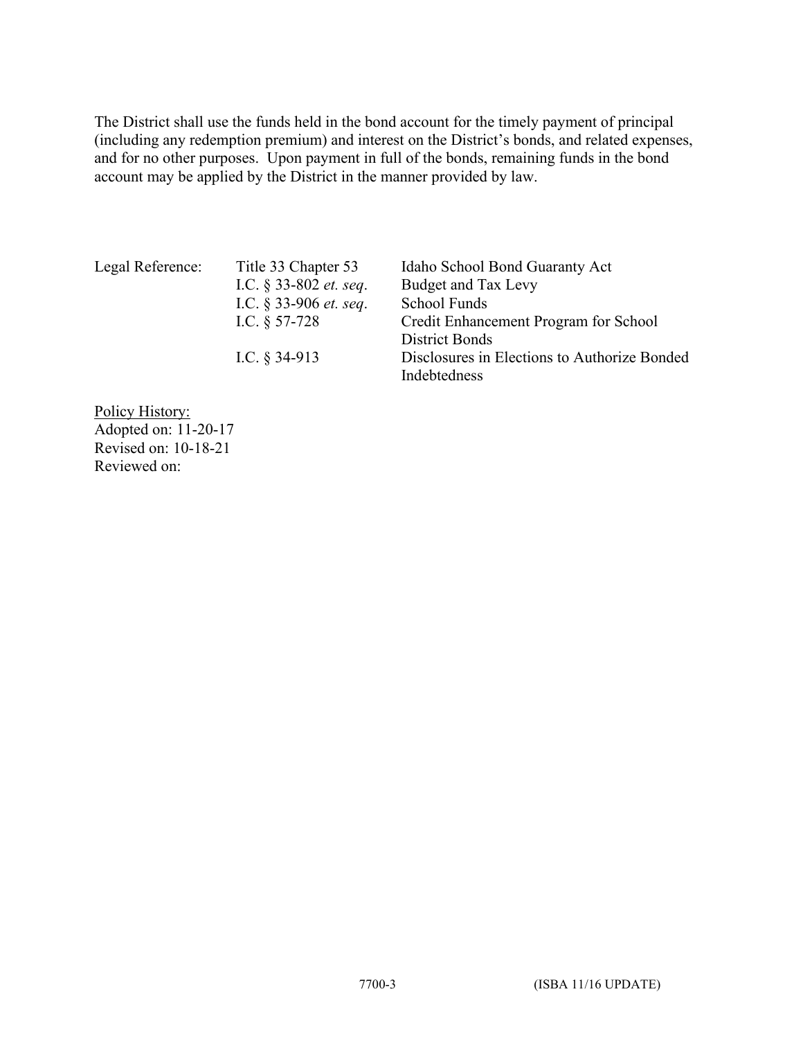The District shall use the funds held in the bond account for the timely payment of principal (including any redemption premium) and interest on the District's bonds, and related expenses, and for no other purposes. Upon payment in full of the bonds, remaining funds in the bond account may be applied by the District in the manner provided by law.

| | | |
|---|---|---|
| Legal Reference: | Title 33 Chapter 53 | Idaho School Bond Guaranty Act |
| | I.C. § 33-802 *et. seq*. | Budget and Tax Levy |
| | I.C. § 33-906 *et. seq*. | School Funds |
| | I.C. § 57-728 | Credit Enhancement Program for School District Bonds |
| | I.C. § 34-913 | Disclosures in Elections to Authorize Bonded Indebtedness |

Policy History:
Adopted on: 11-20-17
Revised on: 10-18-21
Reviewed on: